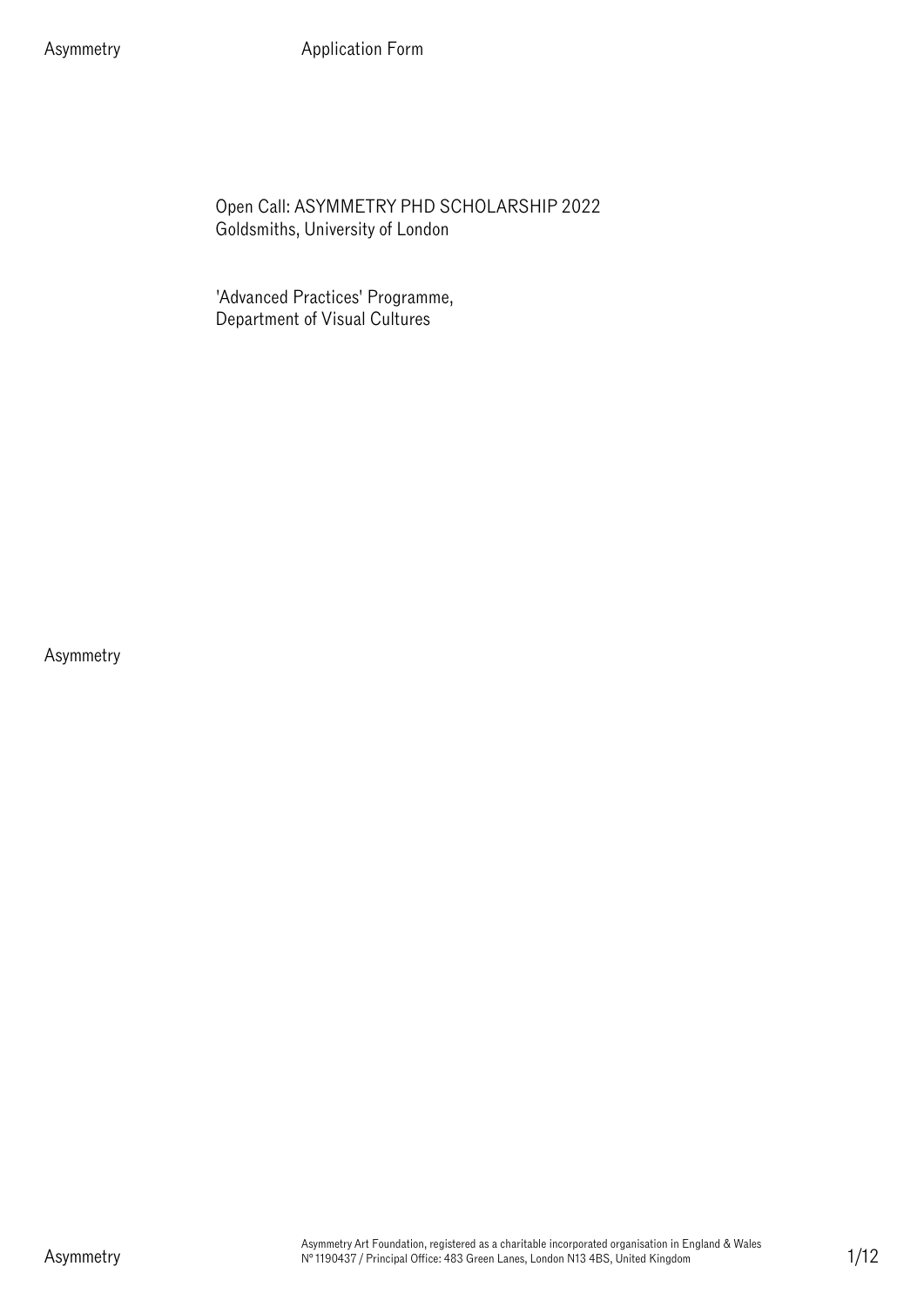Open Call: ASYMMETRY PHD SCHOLARSHIP 2022
Goldsmiths, University of London

'Advanced Practices' Programme,
Department of Visual Cultures

Asymmetry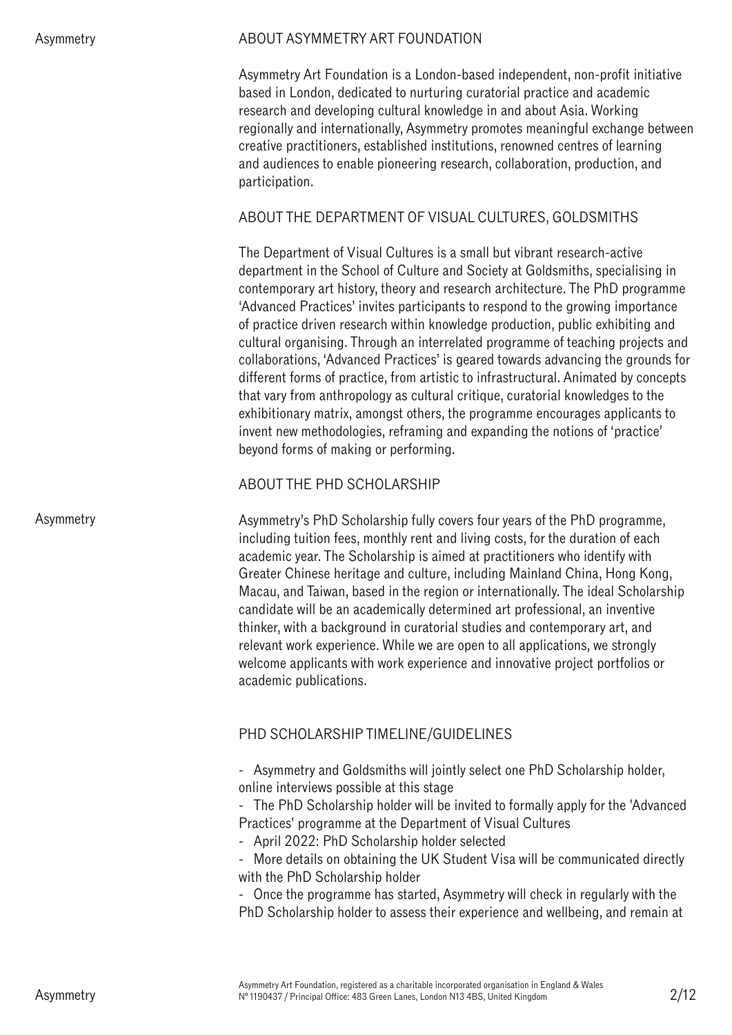## ABOUT ASYMMETRY ART FOUNDATION

Asymmetry Art Foundation is a London-based independent, non-profit initiative based in London, dedicated to nurturing curatorial practice and academic research and developing cultural knowledge in and about Asia. Working regionally and internationally, Asymmetry promotes meaningful exchange between creative practitioners, established institutions, renowned centres of learning and audiences to enable pioneering research, collaboration, production, and participation.

## ABOUT THE DEPARTMENT OF VISUAL CULTURES, GOLDSMITHS

The Department of Visual Cultures is a small but vibrant research-active department in the School of Culture and Society at Goldsmiths, specialising in contemporary art history, theory and research architecture. The PhD programme 'Advanced Practices' invites participants to respond to the growing importance of practice driven research within knowledge production, public exhibiting and cultural organising. Through an interrelated programme of teaching projects and collaborations, 'Advanced Practices' is geared towards advancing the grounds for different forms of practice, from artistic to infrastructural. Animated by concepts that vary from anthropology as cultural critique, curatorial knowledges to the exhibitionary matrix, amongst others, the programme encourages applicants to invent new methodologies, reframing and expanding the notions of 'practice' beyond forms of making or performing.

## ABOUT THE PHD SCHOLARSHIP

Asymmetry's PhD Scholarship fully covers four years of the PhD programme, including tuition fees, monthly rent and living costs, for the duration of each academic year. The Scholarship is aimed at practitioners who identify with Greater Chinese heritage and culture, including Mainland China, Hong Kong, Macau, and Taiwan, based in the region or internationally. The ideal Scholarship candidate will be an academically determined art professional, an inventive thinker, with a background in curatorial studies and contemporary art, and relevant work experience. While we are open to all applications, we strongly welcome applicants with work experience and innovative project portfolios or academic publications.

## PHD SCHOLARSHIP TIMELINE/GUIDELINES

- Asymmetry and Goldsmiths will jointly select one PhD Scholarship holder, online interviews possible at this stage
- The PhD Scholarship holder will be invited to formally apply for the 'Advanced Practices' programme at the Department of Visual Cultures
- April 2022: PhD Scholarship holder selected
- More details on obtaining the UK Student Visa will be communicated directly with the PhD Scholarship holder
- Once the programme has started, Asymmetry will check in regularly with the PhD Scholarship holder to assess their experience and wellbeing, and remain at

Asymmetry Art Foundation, registered as a charitable incorporated organisation in England & Wales Nº 1190437 / Principal Office: 483 Green Lanes, London N13 4BS, United Kingdom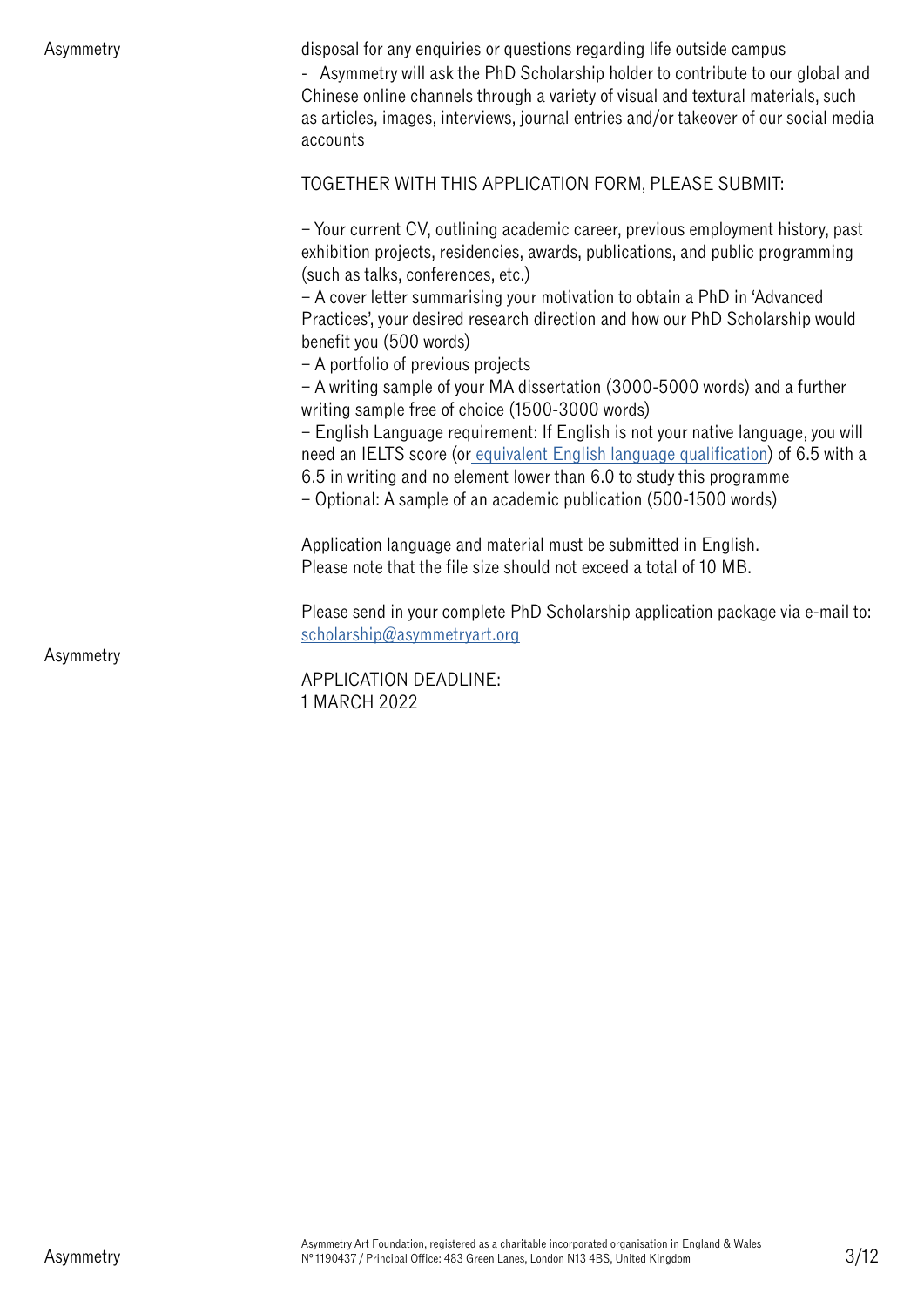disposal for any enquiries or questions regarding life outside campus

- Asymmetry will ask the PhD Scholarship holder to contribute to our global and Chinese online channels through a variety of visual and textural materials, such as articles, images, interviews, journal entries and/or takeover of our social media accounts

TOGETHER WITH THIS APPLICATION FORM, PLEASE SUBMIT:

– Your current CV, outlining academic career, previous employment history, past exhibition projects, residencies, awards, publications, and public programming (such as talks, conferences, etc.)
– A cover letter summarising your motivation to obtain a PhD in 'Advanced Practices', your desired research direction and how our PhD Scholarship would benefit you (500 words)
– A portfolio of previous projects
– A writing sample of your MA dissertation (3000-5000 words) and a further writing sample free of choice (1500-3000 words)
– English Language requirement: If English is not your native language, you will need an IELTS score (or equivalent English language qualification) of 6.5 with a 6.5 in writing and no element lower than 6.0 to study this programme
– Optional: A sample of an academic publication (500-1500 words)

Application language and material must be submitted in English.
Please note that the file size should not exceed a total of 10 MB.

Please send in your complete PhD Scholarship application package via e-mail to: scholarship@asymmetryart.org

Asymmetry

APPLICATION DEADLINE:
1 MARCH 2022

Asymmetry Art Foundation, registered as a charitable incorporated organisation in England & Wales
Nº 1190437 / Principal Office: 483 Green Lanes, London N13 4BS, United Kingdom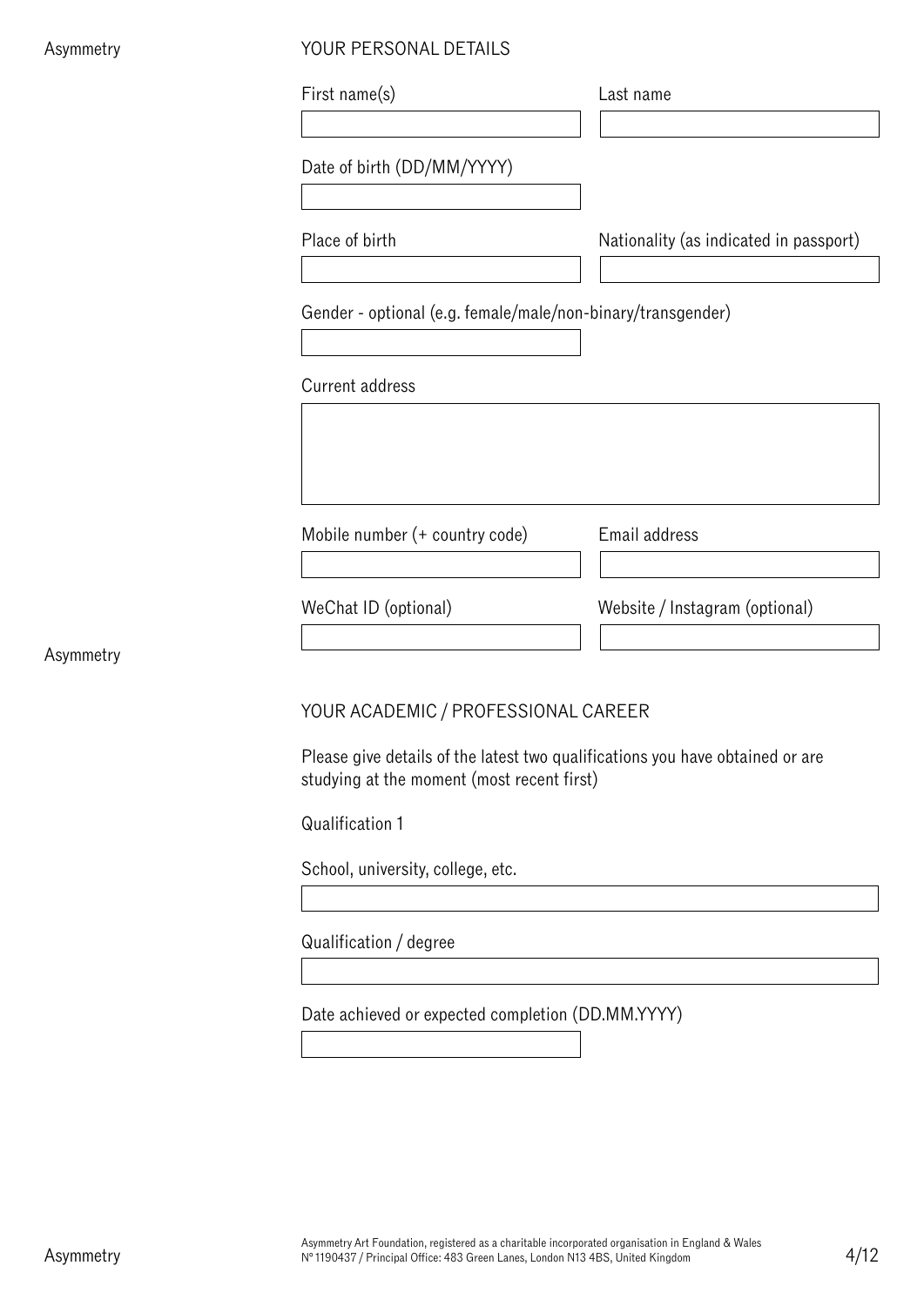## YOUR PERSONAL DETAILS

First name(s)

Last name

Date of birth (DD/MM/YYYY)

Place of birth

Nationality (as indicated in passport)

Gender - optional (e.g. female/male/non-binary/transgender)

Current address

Mobile number (+ country code)

Email address

WeChat ID (optional)

Website / Instagram (optional)

## YOUR ACADEMIC / PROFESSIONAL CAREER

Please give details of the latest two qualifications you have obtained or are studying at the moment (most recent first)

Qualification 1

School, university, college, etc.

Qualification / degree

Date achieved or expected completion (DD.MM.YYYY)

Asymmetry Art Foundation, registered as a charitable incorporated organisation in England & Wales Nº 1190437 / Principal Office: 483 Green Lanes, London N13 4BS, United Kingdom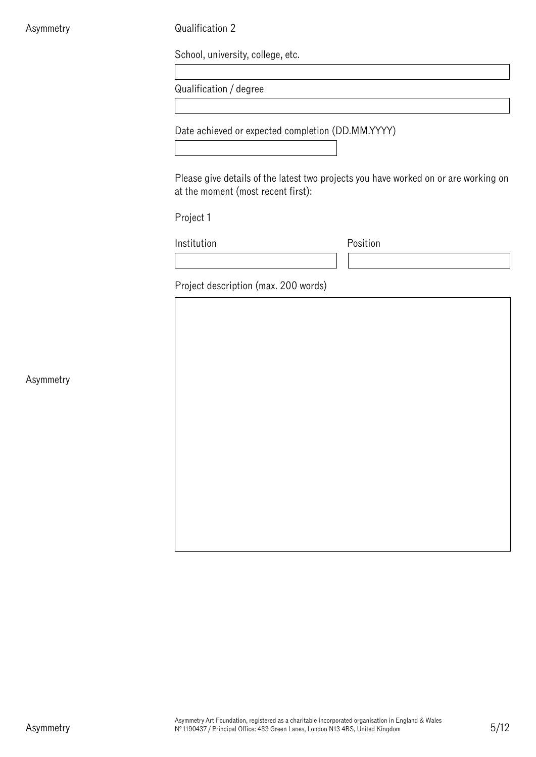Qualification 2

School, university, college, etc.

Qualification / degree

Date achieved or expected completion (DD.MM.YYYY)

Please give details of the latest two projects you have worked on or are working on at the moment (most recent first):

Project 1

Institution

Position

Project description (max. 200 words)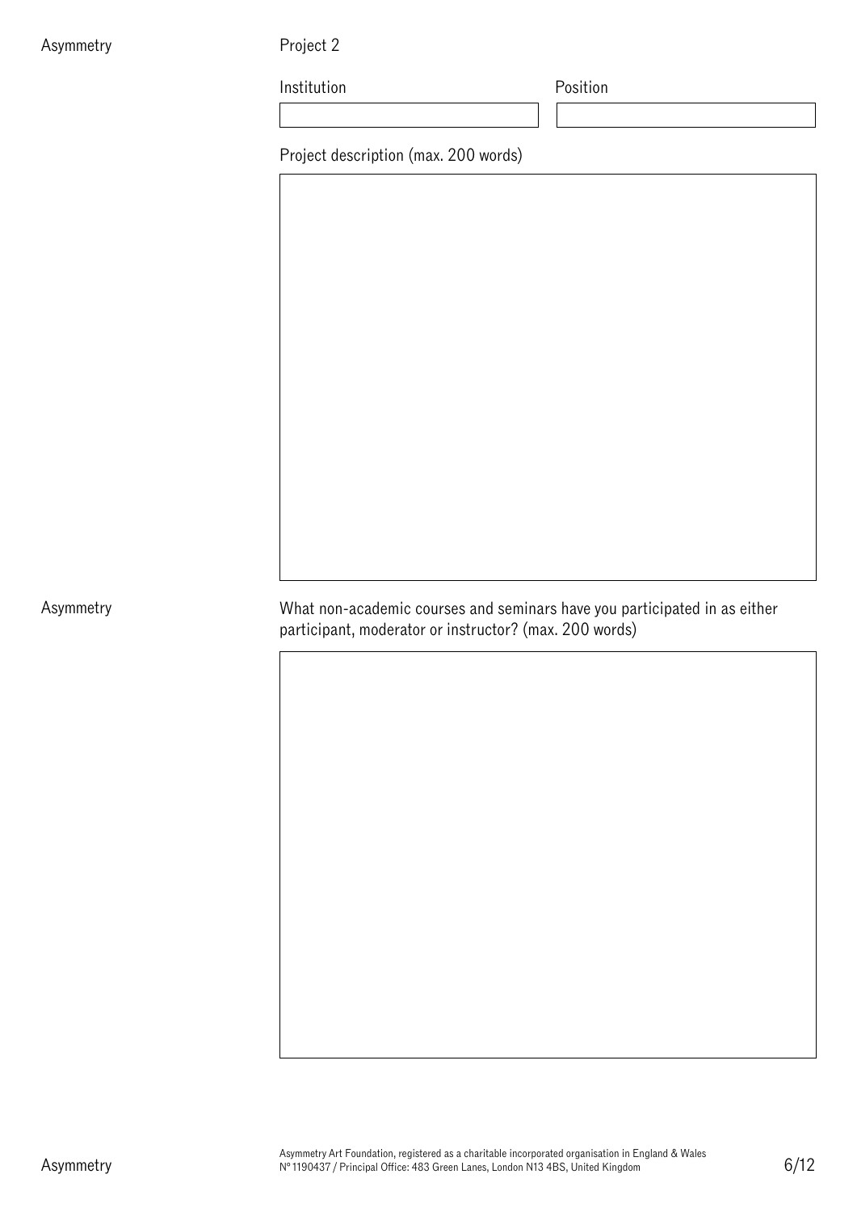Project 2

Institution

Position

Project description (max. 200 words)

What non-academic courses and seminars have you participated in as either participant, moderator or instructor? (max. 200 words)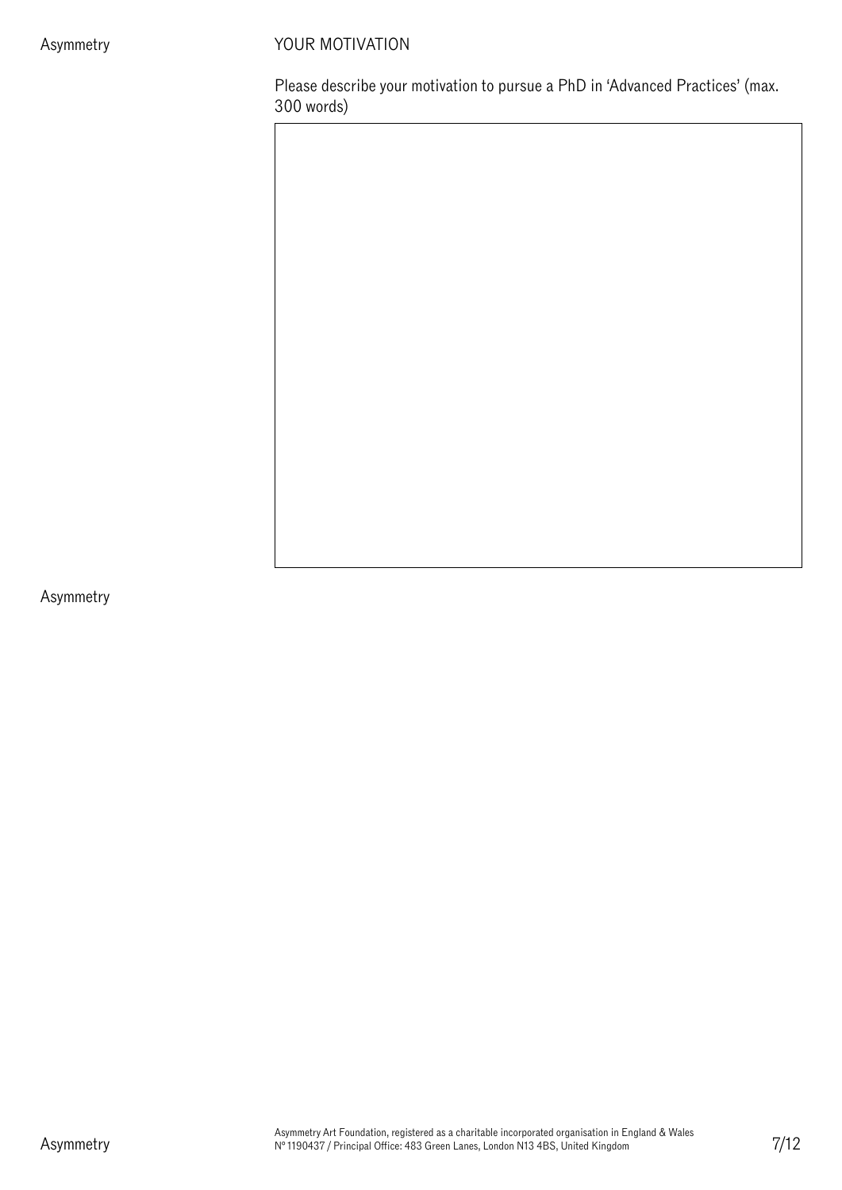## YOUR MOTIVATION

Please describe your motivation to pursue a PhD in 'Advanced Practices' (max. 300 words)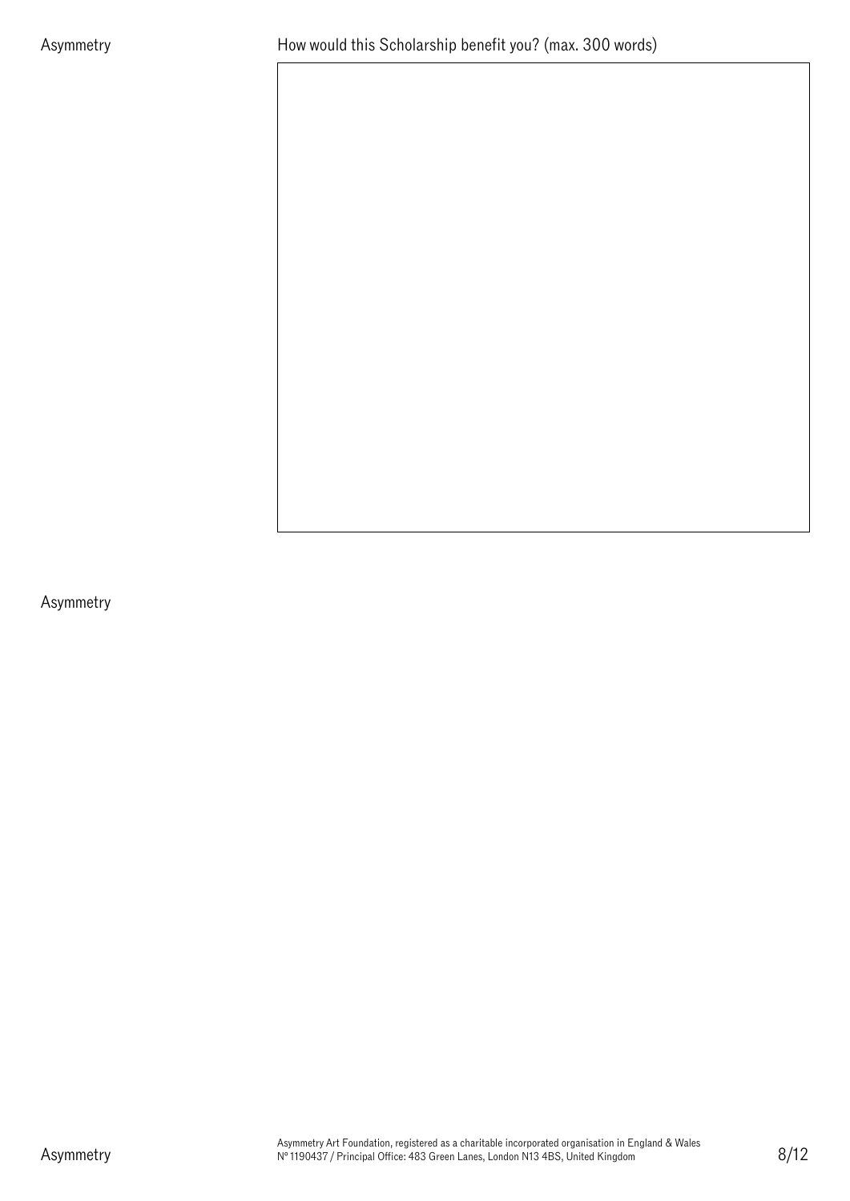How would this Scholarship benefit you? (max. 300 words)

Asymmetry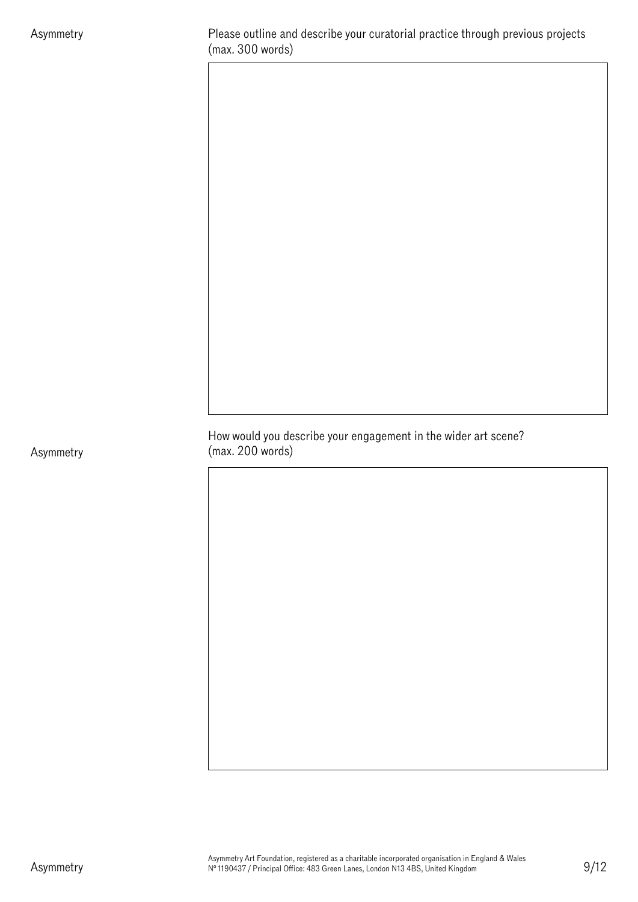Please outline and describe your curatorial practice through previous projects (max. 300 words)

How would you describe your engagement in the wider art scene? (max. 200 words)

Asymmetry Art Foundation, registered as a charitable incorporated organisation in England & Wales
Nº 1190437 / Principal Office: 483 Green Lanes, London N13 4BS, United Kingdom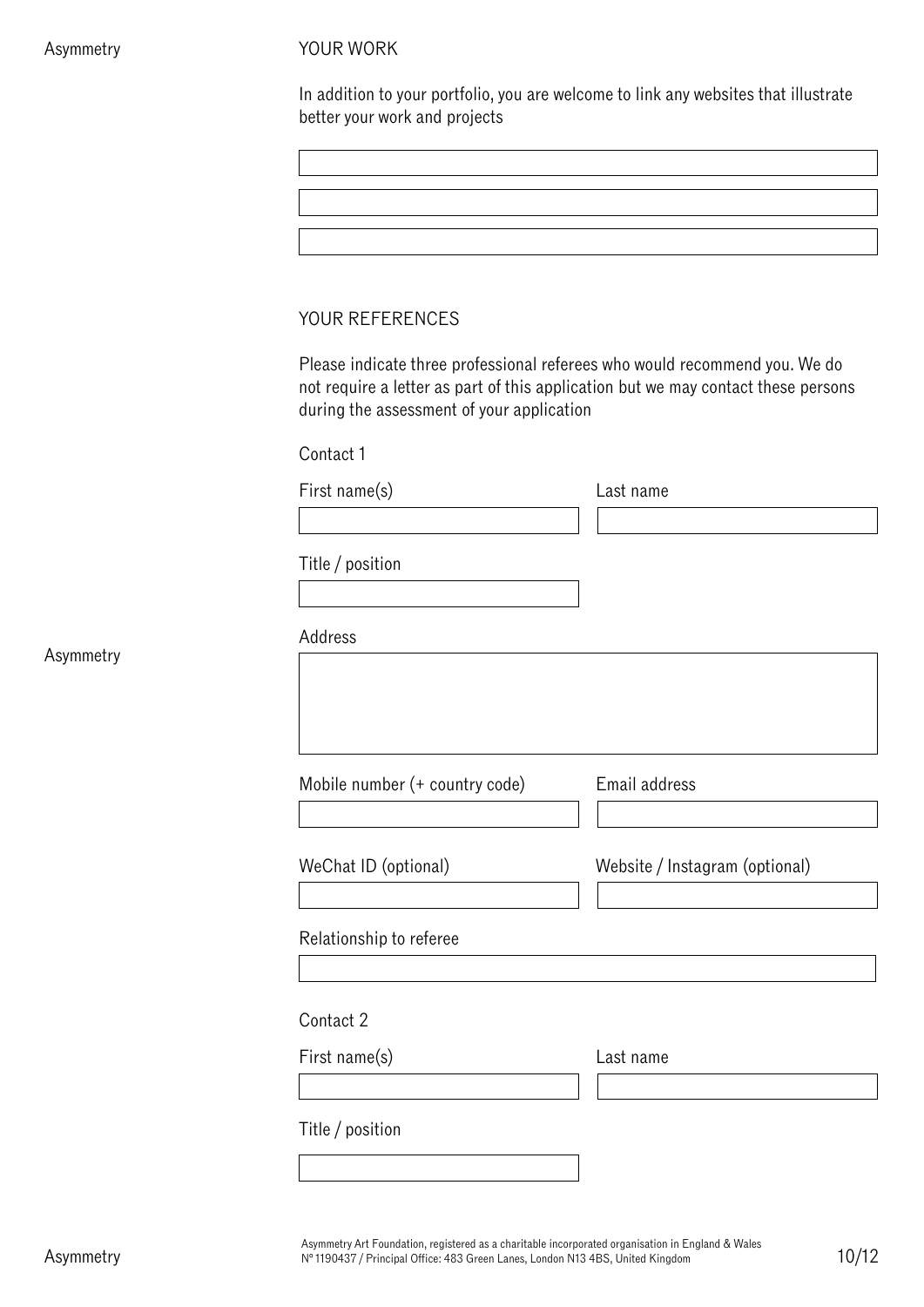## YOUR WORK

In addition to your portfolio, you are welcome to link any websites that illustrate better your work and projects

## YOUR REFERENCES

Please indicate three professional referees who would recommend you. We do not require a letter as part of this application but we may contact these persons during the assessment of your application

### Contact 1

First name(s)

Last name

Title / position

Address

Mobile number (+ country code)

Email address

WeChat ID (optional)

Website / Instagram (optional)

Relationship to referee

### Contact 2

First name(s)

Last name

Title / position

Asymmetry Art Foundation, registered as a charitable incorporated organisation in England & Wales
Nº 1190437 / Principal Office: 483 Green Lanes, London N13 4BS, United Kingdom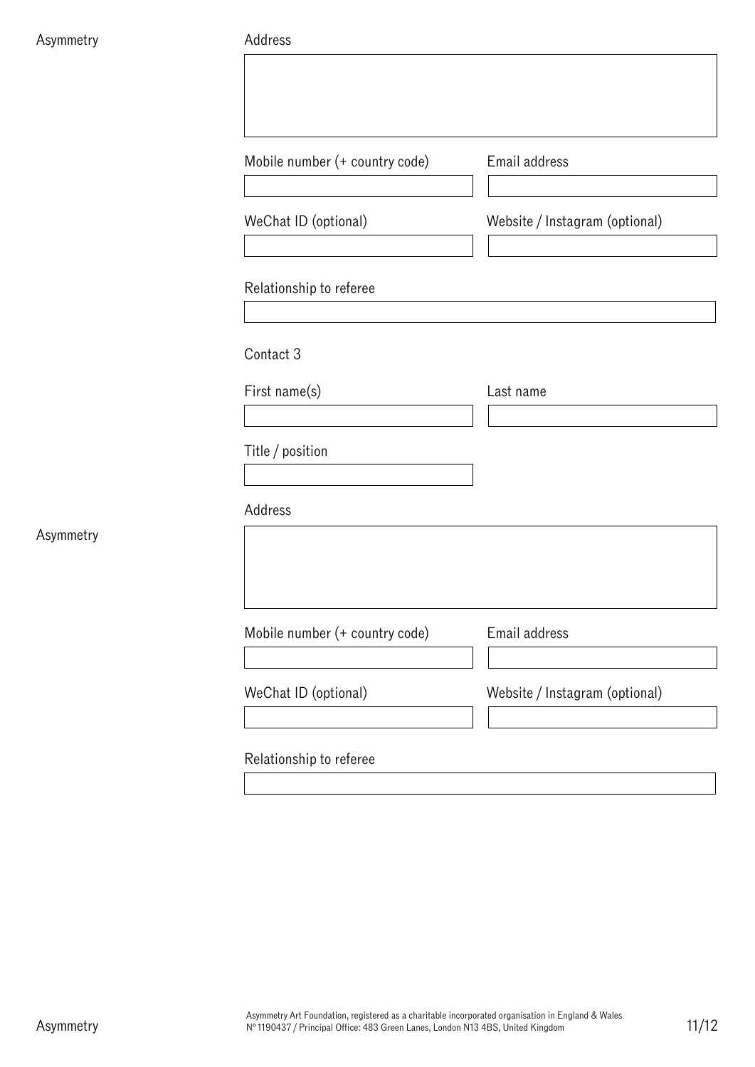Address

Mobile number (+ country code)

Email address

WeChat ID (optional)

Website / Instagram (optional)

Relationship to referee

Contact 3

First name(s)

Last name

Title / position

Address

Mobile number (+ country code)

Email address

WeChat ID (optional)

Website / Instagram (optional)

Relationship to referee

Asymmetry Art Foundation, registered as a charitable incorporated organisation in England & Wales
Nº 1190437 / Principal Office: 483 Green Lanes, London N13 4BS, United Kingdom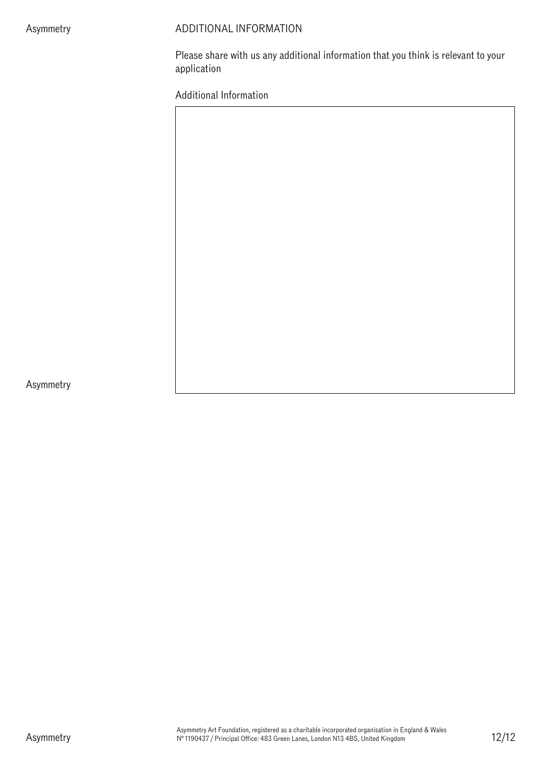## ADDITIONAL INFORMATION

Please share with us any additional information that you think is relevant to your application

Additional Information

Asymmetry Art Foundation, registered as a charitable incorporated organisation in England & Wales
Nº 1190437 / Principal Office: 483 Green Lanes, London N13 4BS, United Kingdom